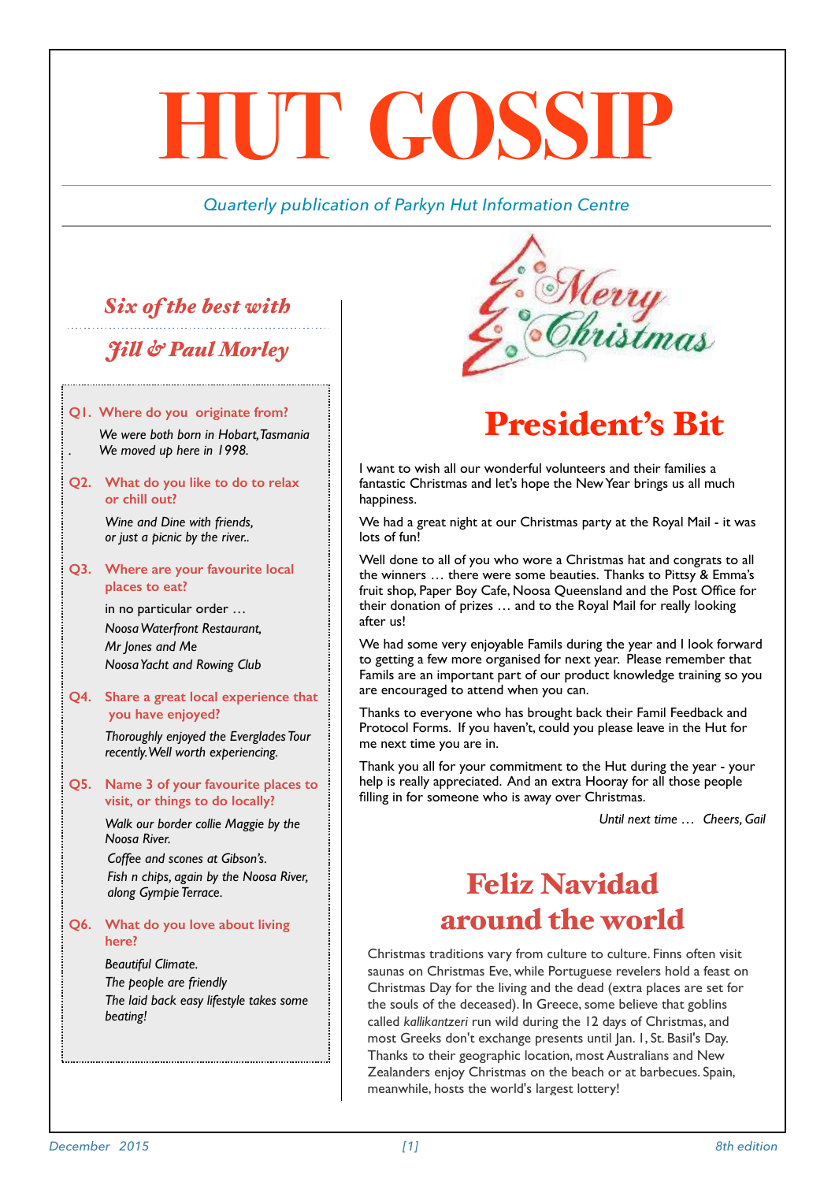# HUT GOSSIP

*Quarterly publication of Parkyn Hut Information Centre*

## *Six of the best with Jill & Paul Morley*

**Q1. Where do you originate from?**

*We were both born in Hobart, Tasmania*
. *We moved up here in 1998.*

**Q2. What do you like to do to relax or chill out?**

*Wine and Dine with friends,*
*or just a picnic by the river..*

**Q3. Where are your favourite local places to eat?**

in no particular order …
*Noosa Waterfront Restaurant,*
*Mr Jones and Me*
*Noosa Yacht and Rowing Club*

**Q4. Share a great local experience that you have enjoyed?**

*Thoroughly enjoyed the Everglades Tour recently. Well worth experiencing.*

**Q5. Name 3 of your favourite places to visit, or things to do locally?**

*Walk our border collie Maggie by the Noosa River.*
*Coffee and scones at Gibson's.*
*Fish n chips, again by the Noosa River, along Gympie Terrace.*

**Q6. What do you love about living here?**

*Beautiful Climate.*
*The people are friendly*
*The laid back easy lifestyle takes some beating!*

Merry Christmas

## President's Bit

I want to wish all our wonderful volunteers and their families a fantastic Christmas and let's hope the New Year brings us all much happiness.

We had a great night at our Christmas party at the Royal Mail - it was lots of fun!

Well done to all of you who wore a Christmas hat and congrats to all the winners … there were some beauties. Thanks to Pittsy & Emma's fruit shop, Paper Boy Cafe, Noosa Queensland and the Post Office for their donation of prizes … and to the Royal Mail for really looking after us!

We had some very enjoyable Famils during the year and I look forward to getting a few more organised for next year. Please remember that Famils are an important part of our product knowledge training so you are encouraged to attend when you can.

Thanks to everyone who has brought back their Famil Feedback and Protocol Forms. If you haven't, could you please leave in the Hut for me next time you are in.

Thank you all for your commitment to the Hut during the year - your help is really appreciated. And an extra Hooray for all those people filling in for someone who is away over Christmas.

*Until next time … Cheers, Gail*

## Feliz Navidad around the world

Christmas traditions vary from culture to culture. Finns often visit saunas on Christmas Eve, while Portuguese revelers hold a feast on Christmas Day for the living and the dead (extra places are set for the souls of the deceased). In Greece, some believe that goblins called *kallikantzeri* run wild during the 12 days of Christmas, and most Greeks don't exchange presents until Jan. 1, St. Basil's Day. Thanks to their geographic location, most Australians and New Zealanders enjoy Christmas on the beach or at barbecues. Spain, meanwhile, hosts the world's largest lottery!

*December 2015* *8th edition*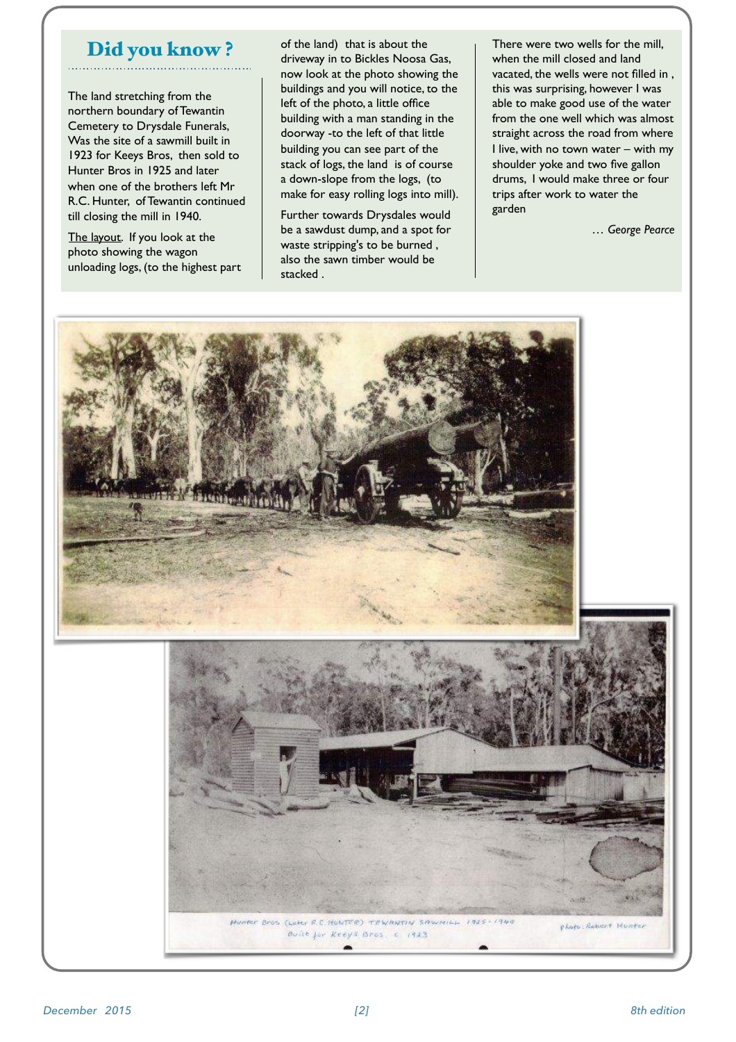## Did you know ?

The land stretching from the northern boundary of Tewantin Cemetery to Drysdale Funerals, Was the site of a sawmill built in 1923 for Keeys Bros, then sold to Hunter Bros in 1925 and later when one of the brothers left Mr R.C. Hunter, of Tewantin continued till closing the mill in 1940.

The layout. If you look at the photo showing the wagon unloading logs, (to the highest part of the land) that is about the driveway in to Bickles Noosa Gas, now look at the photo showing the buildings and you will notice, to the left of the photo, a little office building with a man standing in the doorway -to the left of that little building you can see part of the stack of logs, the land is of course a down-slope from the logs, (to make for easy rolling logs into mill).

Further towards Drysdales would be a sawdust dump, and a spot for waste stripping's to be burned , also the sawn timber would be stacked .

There were two wells for the mill, when the mill closed and land vacated, the wells were not filled in , this was surprising, however I was able to make good use of the water from the one well which was almost straight across the road from where I live, with no town water – with my shoulder yoke and two five gallon drums, I would make three or four trips after work to water the garden

*… George Pearce*

Hunter Bros (Later R.C. HUNTER) TEWANTIN SAWMILL 1925-1940
Built for Keeys Bros. c 1923

photo. Robert Hunter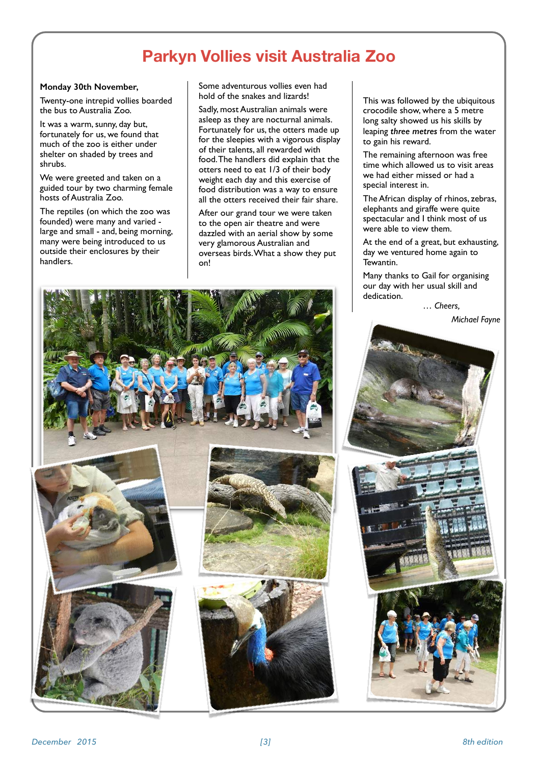# Parkyn Vollies visit Australia Zoo

**Monday 30th November,**

Twenty-one intrepid vollies boarded the bus to Australia Zoo.

It was a warm, sunny, day but, fortunately for us, we found that much of the zoo is either under shelter on shaded by trees and shrubs.

We were greeted and taken on a guided tour by two charming female hosts of Australia Zoo.

The reptiles (on which the zoo was founded) were many and varied - large and small - and, being morning, many were being introduced to us outside their enclosures by their handlers.

Some adventurous vollies even had hold of the snakes and lizards!

Sadly, most Australian animals were asleep as they are nocturnal animals. Fortunately for us, the otters made up for the sleepies with a vigorous display of their talents, all rewarded with food. The handlers did explain that the otters need to eat 1/3 of their body weight each day and this exercise of food distribution was a way to ensure all the otters received their fair share.

After our grand tour we were taken to the open air theatre and were dazzled with an aerial show by some very glamorous Australian and overseas birds. What a show they put on!

This was followed by the ubiquitous crocodile show, where a 5 metre long salty showed us his skills by leaping ***three metres*** from the water to gain his reward.

The remaining afternoon was free time which allowed us to visit areas we had either missed or had a special interest in.

The African display of rhinos, zebras, elephants and giraffe were quite spectacular and I think most of us were able to view them.

At the end of a great, but exhausting, day we ventured home again to Tewantin.

Many thanks to Gail for organising our day with her usual skill and dedication.

*… Cheers,*

*Michael Fayne*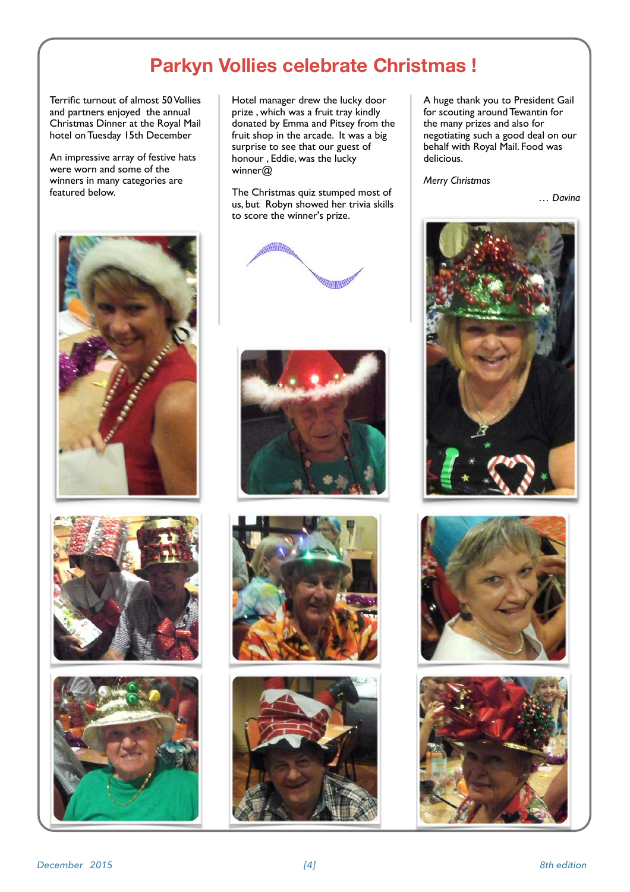# Parkyn Vollies celebrate Christmas !

Terrific turnout of almost 50 Vollies and partners enjoyed the annual Christmas Dinner at the Royal Mail hotel on Tuesday 15th December

An impressive array of festive hats were worn and some of the winners in many categories are featured below.

Hotel manager drew the lucky door prize , which was a fruit tray kindly donated by Emma and Pitsey from the fruit shop in the arcade. It was a big surprise to see that our guest of honour , Eddie, was the lucky winner@

The Christmas quiz stumped most of us, but Robyn showed her trivia skills to score the winner's prize.

A huge thank you to President Gail for scouting around Tewantin for the many prizes and also for negotiating such a good deal on our behalf with Royal Mail. Food was delicious.

*Merry Christmas*

*… Davina*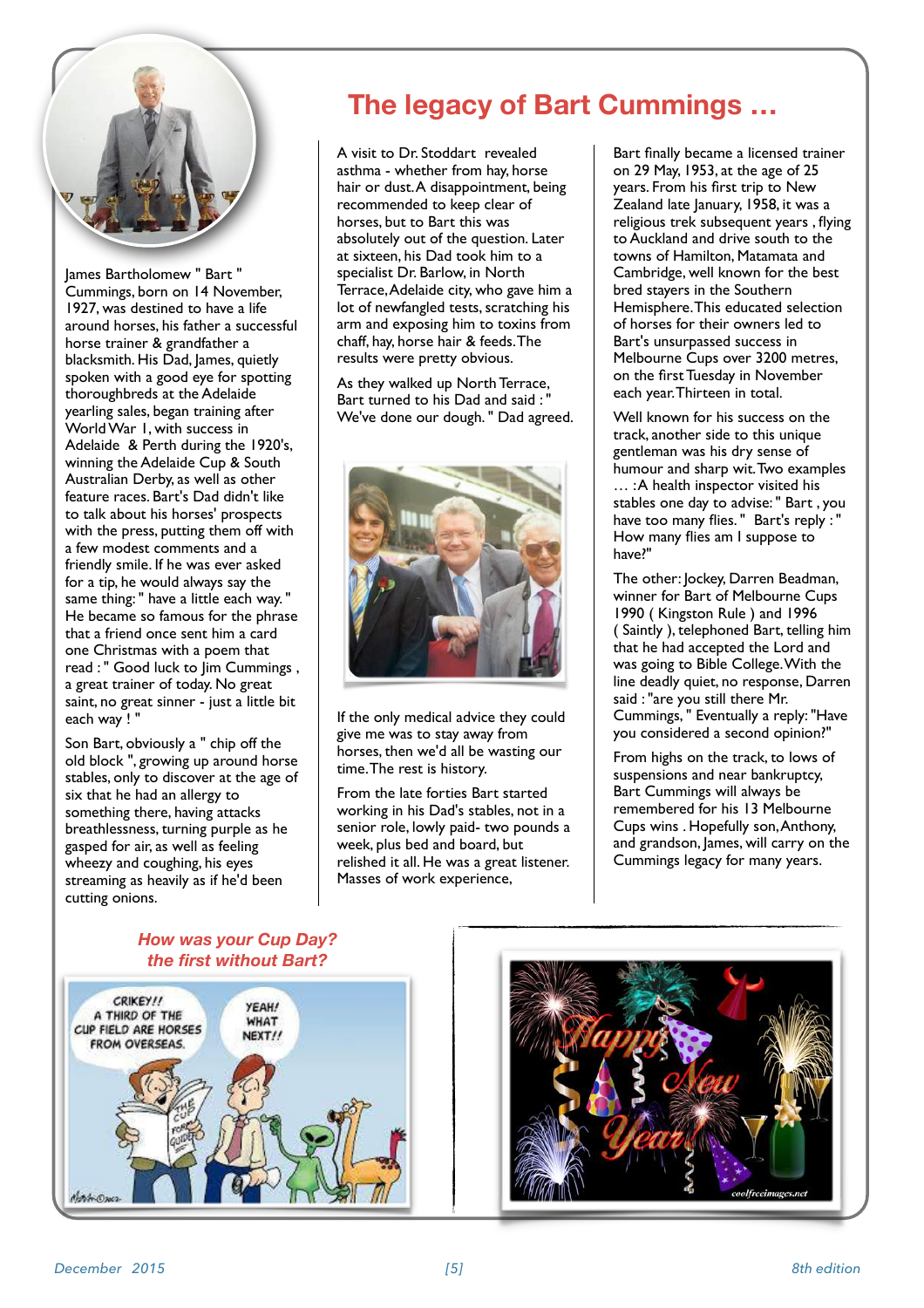# The legacy of Bart Cummings ...

James Bartholomew " Bart " Cummings, born on 14 November, 1927, was destined to have a life around horses, his father a successful horse trainer & grandfather a blacksmith. His Dad, James, quietly spoken with a good eye for spotting thoroughbreds at the Adelaide yearling sales, began training after World War I, with success in Adelaide & Perth during the 1920's, winning the Adelaide Cup & South Australian Derby, as well as other feature races. Bart's Dad didn't like to talk about his horses' prospects with the press, putting them off with a few modest comments and a friendly smile. If he was ever asked for a tip, he would always say the same thing: " have a little each way. " He became so famous for the phrase that a friend once sent him a card one Christmas with a poem that read : " Good luck to Jim Cummings , a great trainer of today. No great saint, no great sinner - just a little bit each way ! "

Son Bart, obviously a " chip off the old block ", growing up around horse stables, only to discover at the age of six that he had an allergy to something there, having attacks breathlessness, turning purple as he gasped for air, as well as feeling wheezy and coughing, his eyes streaming as heavily as if he'd been cutting onions.

A visit to Dr. Stoddart revealed asthma - whether from hay, horse hair or dust. A disappointment, being recommended to keep clear of horses, but to Bart this was absolutely out of the question. Later at sixteen, his Dad took him to a specialist Dr. Barlow, in North Terrace, Adelaide city, who gave him a lot of newfangled tests, scratching his arm and exposing him to toxins from chaff, hay, horse hair & feeds. The results were pretty obvious.

As they walked up North Terrace, Bart turned to his Dad and said : " We've done our dough. " Dad agreed.

If the only medical advice they could give me was to stay away from horses, then we'd all be wasting our time. The rest is history.

From the late forties Bart started working in his Dad's stables, not in a senior role, lowly paid- two pounds a week, plus bed and board, but relished it all. He was a great listener. Masses of work experience,

Bart finally became a licensed trainer on 29 May, 1953, at the age of 25 years. From his first trip to New Zealand late January, 1958, it was a religious trek subsequent years , flying to Auckland and drive south to the towns of Hamilton, Matamata and Cambridge, well known for the best bred stayers in the Southern Hemisphere. This educated selection of horses for their owners led to Bart's unsurpassed success in Melbourne Cups over 3200 metres, on the first Tuesday in November each year. Thirteen in total.

Well known for his success on the track, another side to this unique gentleman was his dry sense of humour and sharp wit. Two examples … :A health inspector visited his stables one day to advise: " Bart , you have too many flies. " Bart's reply : " How many flies am I suppose to have?"

The other: Jockey, Darren Beadman, winner for Bart of Melbourne Cups 1990 ( Kingston Rule ) and 1996 ( Saintly ), telephoned Bart, telling him that he had accepted the Lord and was going to Bible College. With the line deadly quiet, no response, Darren said : "are you still there Mr. Cummings, " Eventually a reply: "Have you considered a second opinion?"

From highs on the track, to lows of suspensions and near bankruptcy, Bart Cummings will always be remembered for his 13 Melbourne Cups wins . Hopefully son, Anthony, and grandson, James, will carry on the Cummings legacy for many years.

***How was your Cup Day? the first without Bart?***